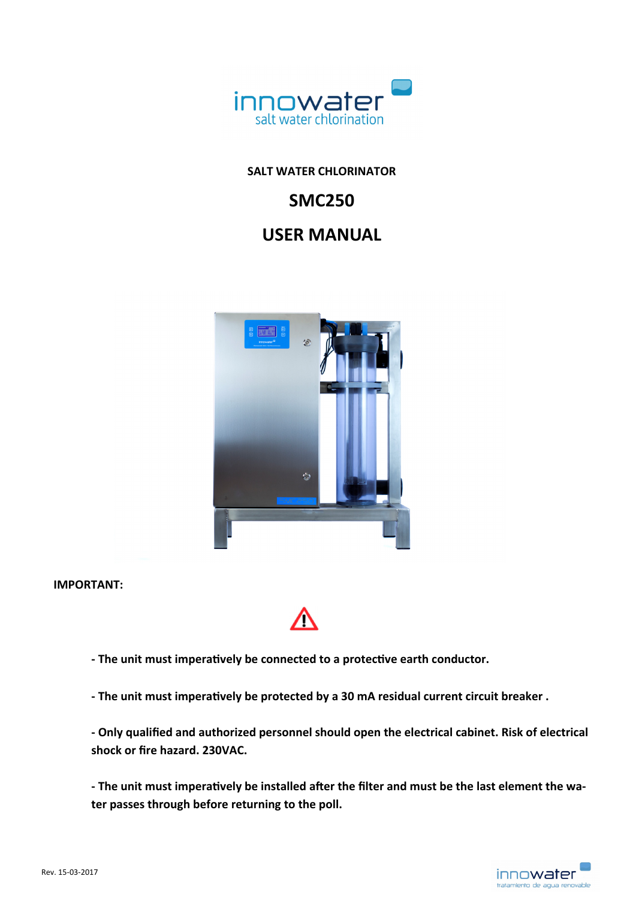innowater
salt water chlorination

**SALT WATER CHLORINATOR**

# SMC250

# USER MANUAL

**IMPORTANT:**

**- The unit must imperatively be connected to a protective earth conductor.**

**- The unit must imperatively be protected by a 30 mA residual current circuit breaker .**

**- Only qualified and authorized personnel should open the electrical cabinet. Risk of electrical shock or fire hazard. 230VAC.**

**- The unit must imperatively be installed after the filter and must be the last element the water passes through before returning to the poll.**

Rev. 15-03-2017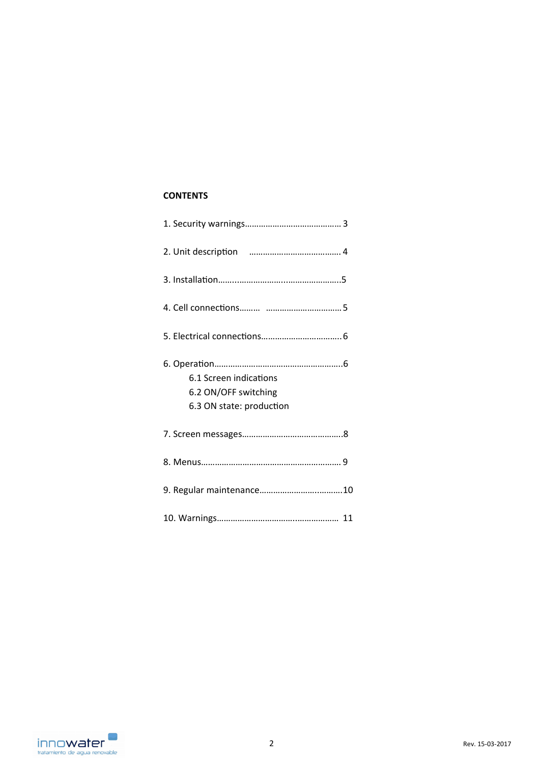**CONTENTS**

1. Security warnings……………………………………. 3

2. Unit description ………………………………….. 4

3. Installation……..………………………..…………………..5

4. Cell connections……… ……………………………5

5. Electrical connections…………………………….. 6

6. Operation……………………………………………….6
    - 6.1 Screen indications
    - 6.2 ON/OFF switching
    - 6.3 ON state: production

7. Screen messages……………………………………..8

8. Menus…………………………………………………… 9

9. Regular maintenance…………………….………10

10. Warnings……………………………..……………. 11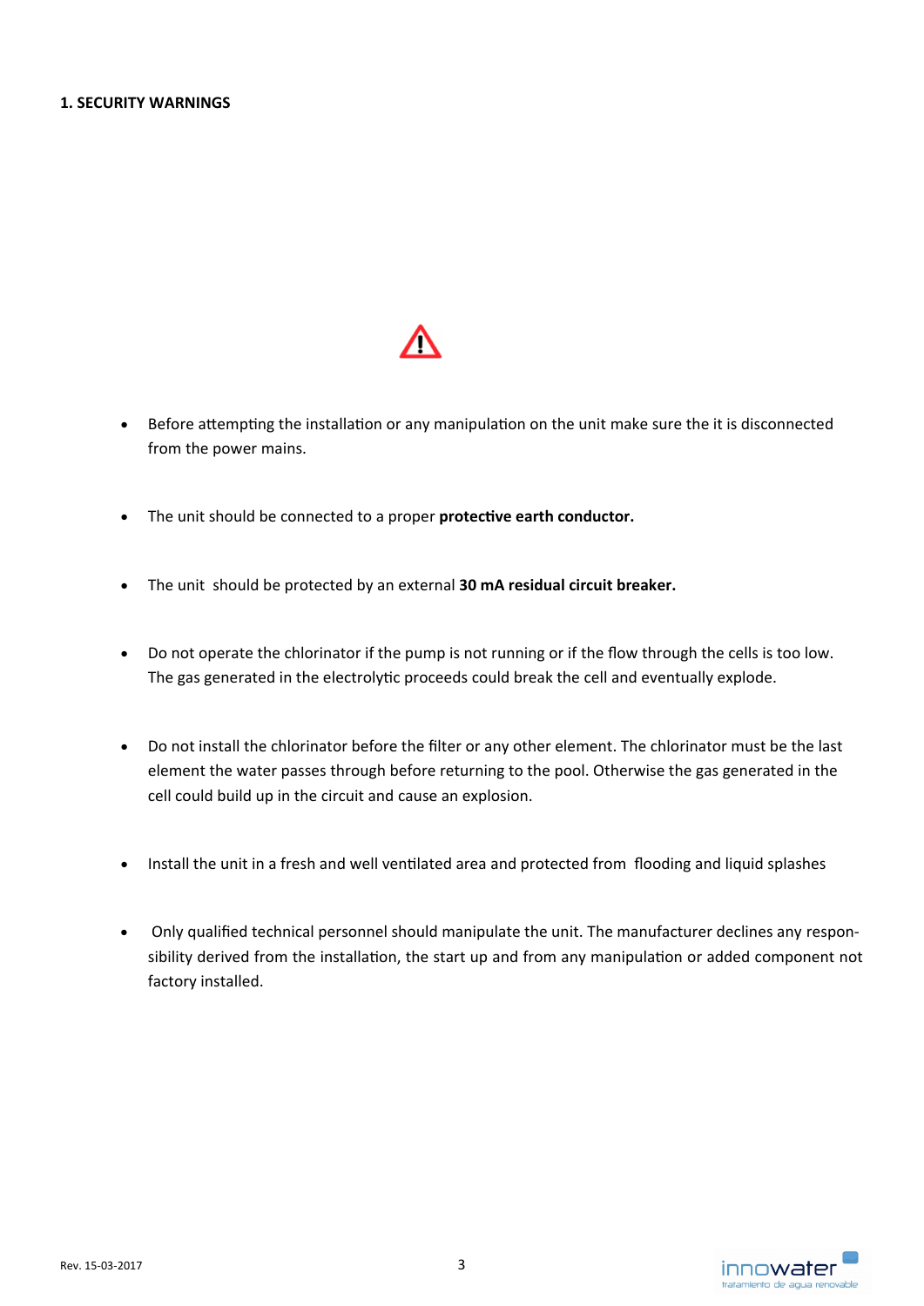## 1. SECURITY WARNINGS

⚠

- Before attempting the installation or any manipulation on the unit make sure the it is disconnected from the power mains.

- The unit should be connected to a proper **protective earth conductor.**

- The unit should be protected by an external **30 mA residual circuit breaker.**

- Do not operate the chlorinator if the pump is not running or if the flow through the cells is too low. The gas generated in the electrolytic proceeds could break the cell and eventually explode.

- Do not install the chlorinator before the filter or any other element. The chlorinator must be the last element the water passes through before returning to the pool. Otherwise the gas generated in the cell could build up in the circuit and cause an explosion.

- Install the unit in a fresh and well ventilated area and protected from flooding and liquid splashes

- Only qualified technical personnel should manipulate the unit. The manufacturer declines any responsibility derived from the installation, the start up and from any manipulation or added component not factory installed.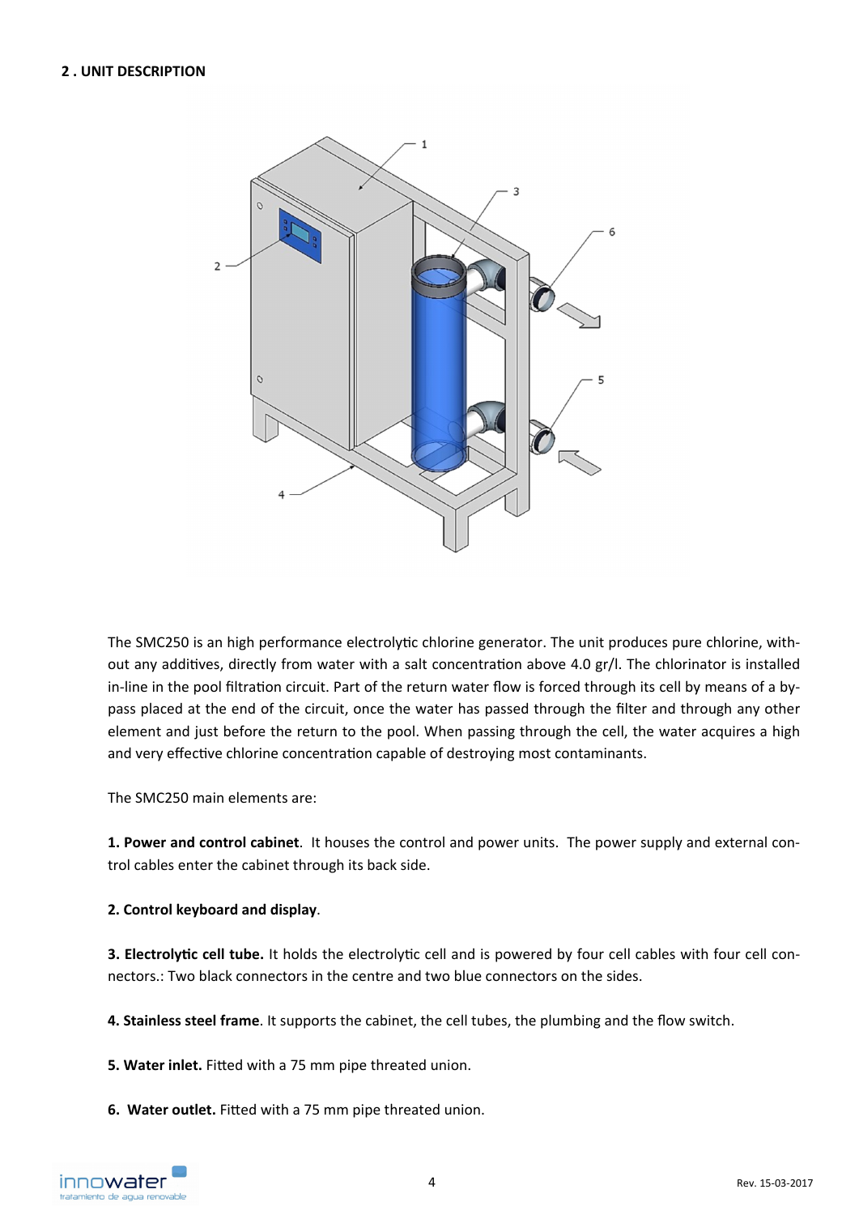## 2 . UNIT DESCRIPTION

The SMC250 is an high performance electrolytic chlorine generator. The unit produces pure chlorine, without any additives, directly from water with a salt concentration above 4.0 gr/l. The chlorinator is installed in-line in the pool filtration circuit. Part of the return water flow is forced through its cell by means of a by-pass placed at the end of the circuit, once the water has passed through the filter and through any other element and just before the return to the pool. When passing through the cell, the water acquires a high and very effective chlorine concentration capable of destroying most contaminants.

The SMC250 main elements are:

**1. Power and control cabinet**. It houses the control and power units. The power supply and external control cables enter the cabinet through its back side.

**2. Control keyboard and display**.

**3. Electrolytic cell tube.** It holds the electrolytic cell and is powered by four cell cables with four cell connectors.: Two black connectors in the centre and two blue connectors on the sides.

**4. Stainless steel frame**. It supports the cabinet, the cell tubes, the plumbing and the flow switch.

**5. Water inlet.** Fitted with a 75 mm pipe threated union.

**6. Water outlet.** Fitted with a 75 mm pipe threated union.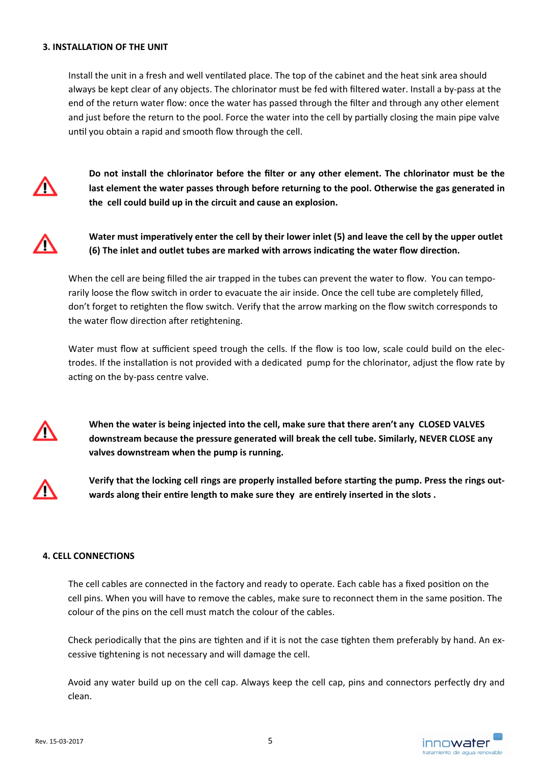## 3. INSTALLATION OF THE UNIT

Install the unit in a fresh and well ventilated place. The top of the cabinet and the heat sink area should always be kept clear of any objects. The chlorinator must be fed with filtered water. Install a by-pass at the end of the return water flow: once the water has passed through the filter and through any other element and just before the return to the pool. Force the water into the cell by partially closing the main pipe valve until you obtain a rapid and smooth flow through the cell.

⚠ **Do not install the chlorinator before the filter or any other element. The chlorinator must be the last element the water passes through before returning to the pool. Otherwise the gas generated in the cell could build up in the circuit and cause an explosion.**

⚠ **Water must imperatively enter the cell by their lower inlet (5) and leave the cell by the upper outlet (6) The inlet and outlet tubes are marked with arrows indicating the water flow direction.**

When the cell are being filled the air trapped in the tubes can prevent the water to flow. You can temporarily loose the flow switch in order to evacuate the air inside. Once the cell tube are completely filled, don't forget to retighten the flow switch. Verify that the arrow marking on the flow switch corresponds to the water flow direction after retightening.

Water must flow at sufficient speed trough the cells. If the flow is too low, scale could build on the electrodes. If the installation is not provided with a dedicated pump for the chlorinator, adjust the flow rate by acting on the by-pass centre valve.

⚠ **When the water is being injected into the cell, make sure that there aren't any CLOSED VALVES downstream because the pressure generated will break the cell tube. Similarly, NEVER CLOSE any valves downstream when the pump is running.**

⚠ **Verify that the locking cell rings are properly installed before starting the pump. Press the rings outwards along their entire length to make sure they are entirely inserted in the slots .**

## 4. CELL CONNECTIONS

The cell cables are connected in the factory and ready to operate. Each cable has a fixed position on the cell pins. When you will have to remove the cables, make sure to reconnect them in the same position. The colour of the pins on the cell must match the colour of the cables.

Check periodically that the pins are tighten and if it is not the case tighten them preferably by hand. An excessive tightening is not necessary and will damage the cell.

Avoid any water build up on the cell cap. Always keep the cell cap, pins and connectors perfectly dry and clean.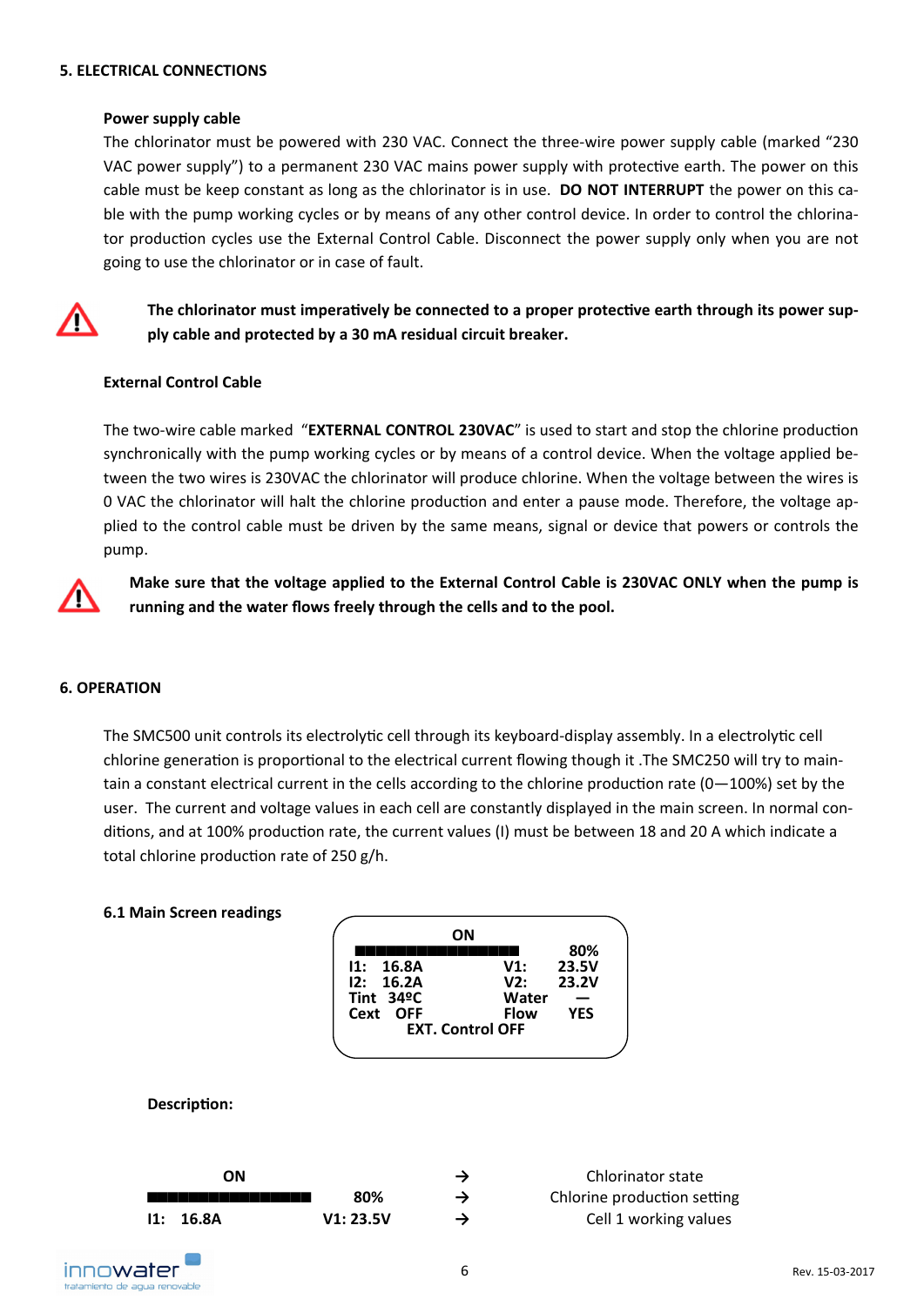## 5. ELECTRICAL CONNECTIONS

**Power supply cable**

The chlorinator must be powered with 230 VAC. Connect the three-wire power supply cable (marked "230 VAC power supply") to a permanent 230 VAC mains power supply with protective earth. The power on this cable must be keep constant as long as the chlorinator is in use. **DO NOT INTERRUPT** the power on this cable with the pump working cycles or by means of any other control device. In order to control the chlorinator production cycles use the External Control Cable. Disconnect the power supply only when you are not going to use the chlorinator or in case of fault.

⚠ **The chlorinator must imperatively be connected to a proper protective earth through its power supply cable and protected by a 30 mA residual circuit breaker.**

**External Control Cable**

The two-wire cable marked "**EXTERNAL CONTROL 230VAC**" is used to start and stop the chlorine production synchronically with the pump working cycles or by means of a control device. When the voltage applied between the two wires is 230VAC the chlorinator will produce chlorine. When the voltage between the wires is 0 VAC the chlorinator will halt the chlorine production and enter a pause mode. Therefore, the voltage applied to the control cable must be driven by the same means, signal or device that powers or controls the pump.

⚠ **Make sure that the voltage applied to the External Control Cable is 230VAC ONLY when the pump is running and the water flows freely through the cells and to the pool.**

## 6. OPERATION

The SMC500 unit controls its electrolytic cell through its keyboard-display assembly. In a electrolytic cell chlorine generation is proportional to the electrical current flowing though it .The SMC250 will try to maintain a constant electrical current in the cells according to the chlorine production rate (0—100%) set by the user. The current and voltage values in each cell are constantly displayed in the main screen. In normal conditions, and at 100% production rate, the current values (I) must be between 18 and 20 A which indicate a total chlorine production rate of 250 g/h.

### 6.1 Main Screen readings

```
                 ON
████████████████       80%
I1:  16.8A      V1:   23.5V
I2:  16.2A      V2:   23.2V
Tint  34ºC      Water   —
Cext  OFF       Flow   YES
        EXT. Control OFF
```

**Description:**

| | | | |
|---|---|---|---|
| ON | | → | Chlorinator state |
| ████████████████ | 80% | → | Chlorine production setting |
| I1: 16.8A | V1: 23.5V | → | Cell 1 working values |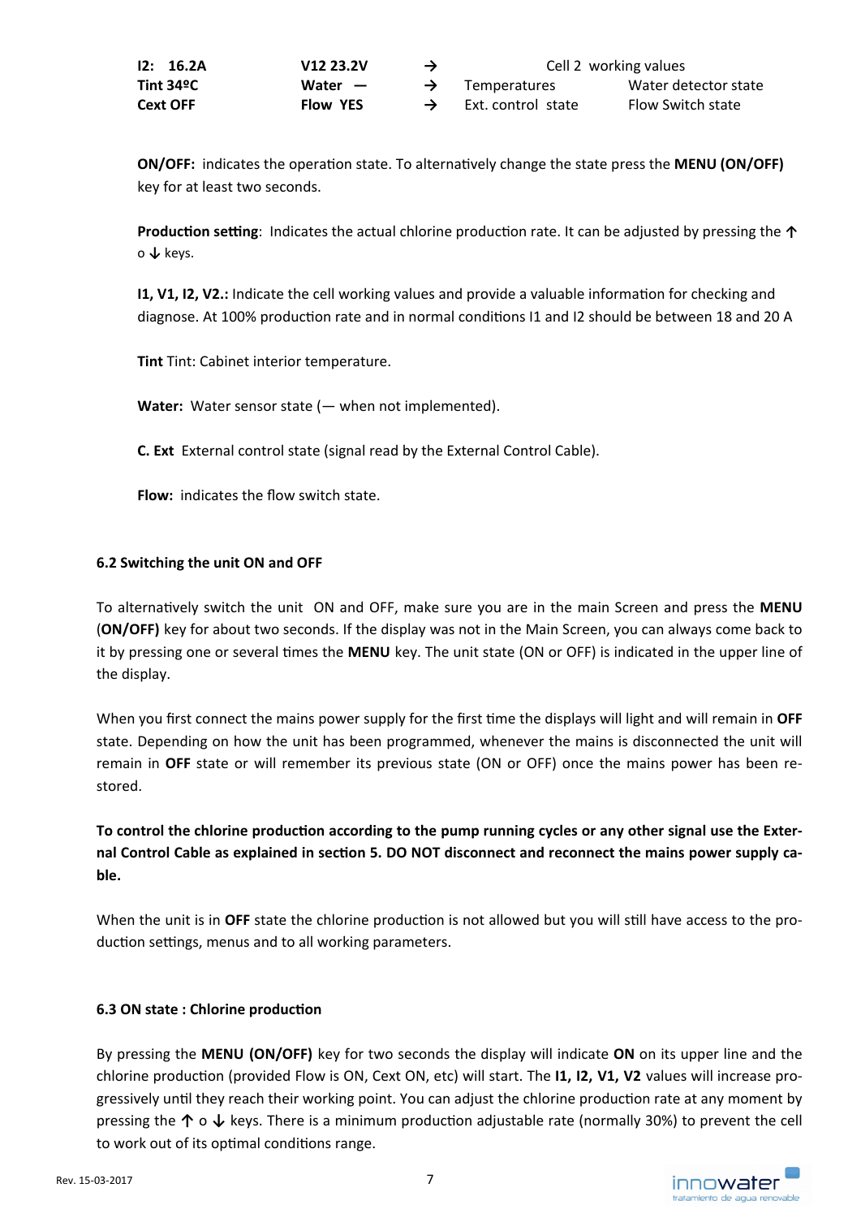| | | | | |
|---|---|---|---|---|
| **I2: 16.2A** | **V12 23.2V** | → | Cell 2 working values | |
| **Tint 34ºC** | **Water —** | → | Temperatures | Water detector state |
| **Cext OFF** | **Flow YES** | → | Ext. control state | Flow Switch state |

**ON/OFF:** indicates the operation state. To alternatively change the state press the **MENU (ON/OFF)** key for at least two seconds.

**Production setting**: Indicates the actual chlorine production rate. It can be adjusted by pressing the ↑ o ↓ keys.

**I1, V1, I2, V2.:** Indicate the cell working values and provide a valuable information for checking and diagnose. At 100% production rate and in normal conditions I1 and I2 should be between 18 and 20 A

**Tint** Tint: Cabinet interior temperature.

**Water:** Water sensor state (— when not implemented).

**C. Ext** External control state (signal read by the External Control Cable).

**Flow:** indicates the flow switch state.

### 6.2 Switching the unit ON and OFF

To alternatively switch the unit ON and OFF, make sure you are in the main Screen and press the **MENU** (**ON/OFF)** key for about two seconds. If the display was not in the Main Screen, you can always come back to it by pressing one or several times the **MENU** key. The unit state (ON or OFF) is indicated in the upper line of the display.

When you first connect the mains power supply for the first time the displays will light and will remain in **OFF** state. Depending on how the unit has been programmed, whenever the mains is disconnected the unit will remain in **OFF** state or will remember its previous state (ON or OFF) once the mains power has been re-stored.

**To control the chlorine production according to the pump running cycles or any other signal use the External Control Cable as explained in section 5. DO NOT disconnect and reconnect the mains power supply cable.**

When the unit is in **OFF** state the chlorine production is not allowed but you will still have access to the production settings, menus and to all working parameters.

### 6.3 ON state : Chlorine production

By pressing the **MENU (ON/OFF)** key for two seconds the display will indicate **ON** on its upper line and the chlorine production (provided Flow is ON, Cext ON, etc) will start. The **I1, I2, V1, V2** values will increase progressively until they reach their working point. You can adjust the chlorine production rate at any moment by pressing the ↑ o ↓ keys. There is a minimum production adjustable rate (normally 30%) to prevent the cell to work out of its optimal conditions range.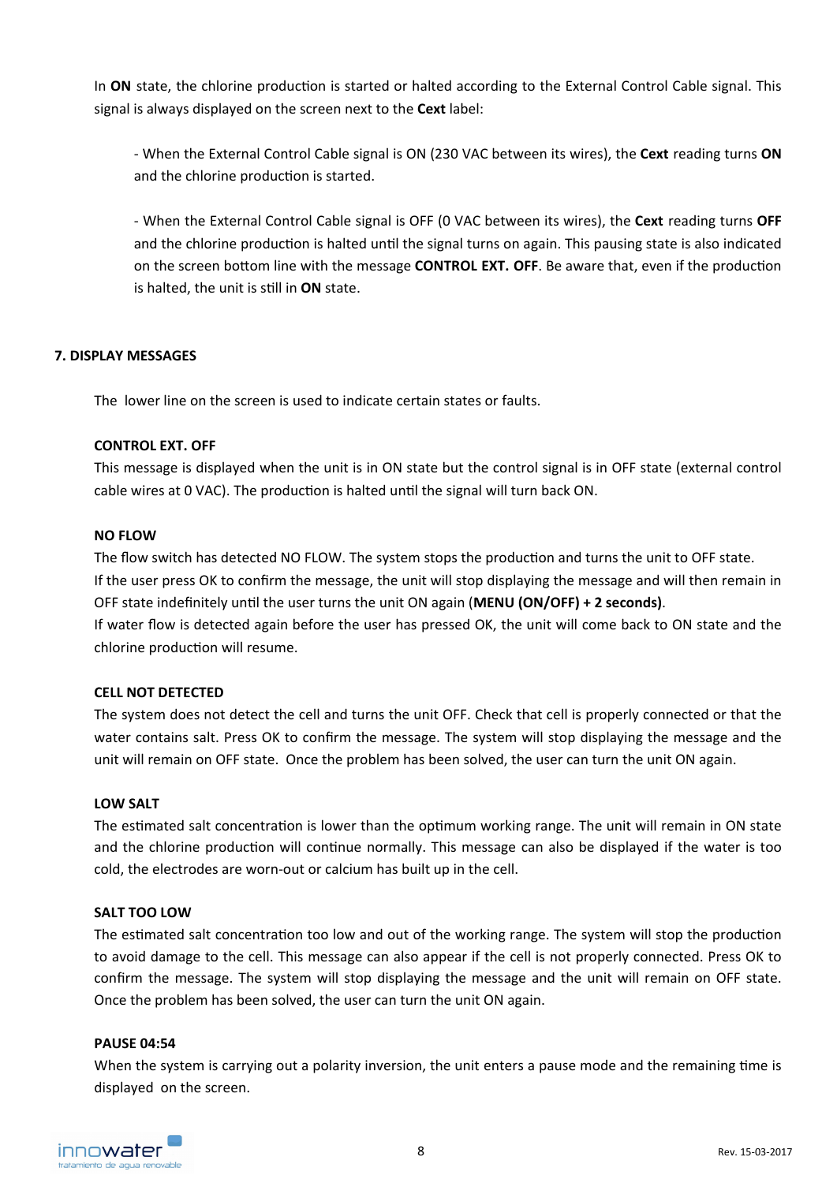In **ON** state, the chlorine production is started or halted according to the External Control Cable signal. This signal is always displayed on the screen next to the **Cext** label:

- When the External Control Cable signal is ON (230 VAC between its wires), the **Cext** reading turns **ON** and the chlorine production is started.

- When the External Control Cable signal is OFF (0 VAC between its wires), the **Cext** reading turns **OFF** and the chlorine production is halted until the signal turns on again. This pausing state is also indicated on the screen bottom line with the message **CONTROL EXT. OFF**. Be aware that, even if the production is halted, the unit is still in **ON** state.

## 7. DISPLAY MESSAGES

The lower line on the screen is used to indicate certain states or faults.

**CONTROL EXT. OFF**
This message is displayed when the unit is in ON state but the control signal is in OFF state (external control cable wires at 0 VAC). The production is halted until the signal will turn back ON.

**NO FLOW**
The flow switch has detected NO FLOW. The system stops the production and turns the unit to OFF state.
If the user press OK to confirm the message, the unit will stop displaying the message and will then remain in OFF state indefinitely until the user turns the unit ON again (**MENU (ON/OFF) + 2 seconds)**.
If water flow is detected again before the user has pressed OK, the unit will come back to ON state and the chlorine production will resume.

**CELL NOT DETECTED**
The system does not detect the cell and turns the unit OFF. Check that cell is properly connected or that the water contains salt. Press OK to confirm the message. The system will stop displaying the message and the unit will remain on OFF state. Once the problem has been solved, the user can turn the unit ON again.

**LOW SALT**
The estimated salt concentration is lower than the optimum working range. The unit will remain in ON state and the chlorine production will continue normally. This message can also be displayed if the water is too cold, the electrodes are worn-out or calcium has built up in the cell.

**SALT TOO LOW**
The estimated salt concentration too low and out of the working range. The system will stop the production to avoid damage to the cell. This message can also appear if the cell is not properly connected. Press OK to confirm the message. The system will stop displaying the message and the unit will remain on OFF state. Once the problem has been solved, the user can turn the unit ON again.

**PAUSE 04:54**
When the system is carrying out a polarity inversion, the unit enters a pause mode and the remaining time is displayed on the screen.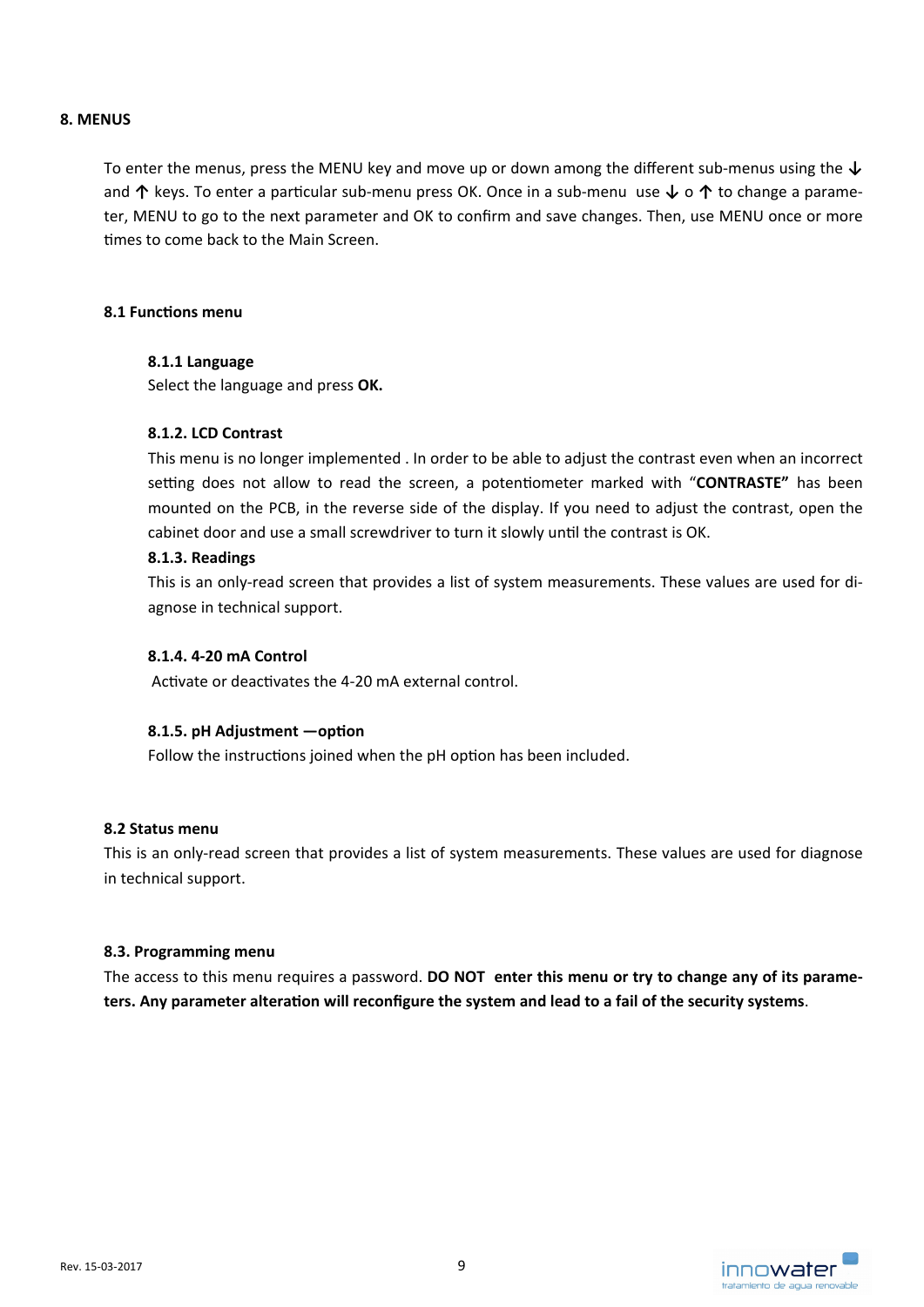## 8. MENUS

To enter the menus, press the MENU key and move up or down among the different sub-menus using the ↓ and ↑ keys. To enter a particular sub-menu press OK. Once in a sub-menu use ↓ o ↑ to change a parameter, MENU to go to the next parameter and OK to confirm and save changes. Then, use MENU once or more times to come back to the Main Screen.

### 8.1 Functions menu

#### 8.1.1 Language

Select the language and press **OK.**

#### 8.1.2. LCD Contrast

This menu is no longer implemented . In order to be able to adjust the contrast even when an incorrect setting does not allow to read the screen, a potentiometer marked with "**CONTRASTE"** has been mounted on the PCB, in the reverse side of the display. If you need to adjust the contrast, open the cabinet door and use a small screwdriver to turn it slowly until the contrast is OK.

#### 8.1.3. Readings

This is an only-read screen that provides a list of system measurements. These values are used for diagnose in technical support.

#### 8.1.4. 4-20 mA Control

Activate or deactivates the 4-20 mA external control.

#### 8.1.5. pH Adjustment —option

Follow the instructions joined when the pH option has been included.

### 8.2 Status menu

This is an only-read screen that provides a list of system measurements. These values are used for diagnose in technical support.

### 8.3. Programming menu

The access to this menu requires a password. **DO NOT enter this menu or try to change any of its parameters. Any parameter alteration will reconfigure the system and lead to a fail of the security systems**.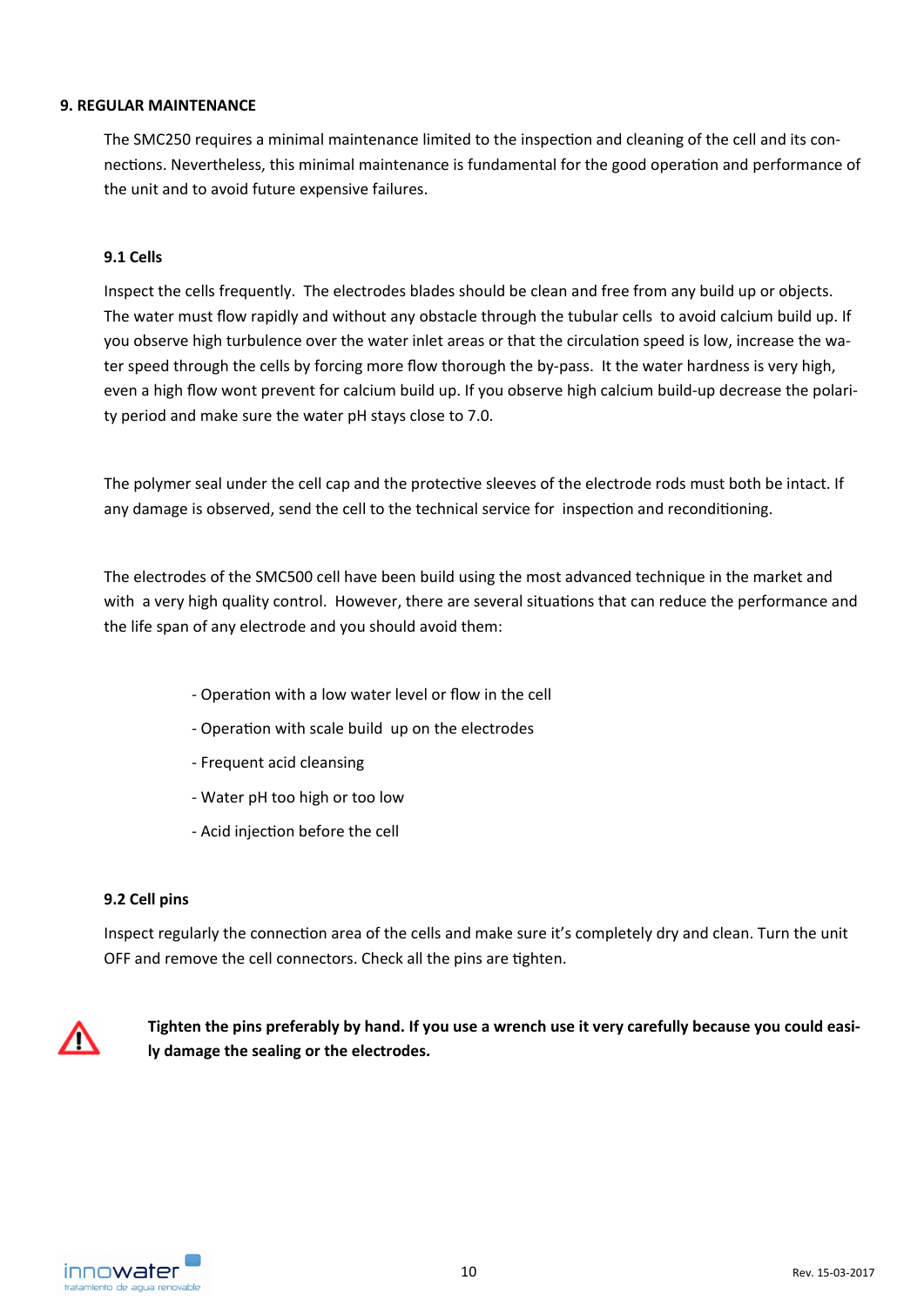## 9. REGULAR MAINTENANCE

The SMC250 requires a minimal maintenance limited to the inspection and cleaning of the cell and its connections. Nevertheless, this minimal maintenance is fundamental for the good operation and performance of the unit and to avoid future expensive failures.

### 9.1 Cells

Inspect the cells frequently. The electrodes blades should be clean and free from any build up or objects. The water must flow rapidly and without any obstacle through the tubular cells to avoid calcium build up. If you observe high turbulence over the water inlet areas or that the circulation speed is low, increase the water speed through the cells by forcing more flow thorough the by-pass. It the water hardness is very high, even a high flow wont prevent for calcium build up. If you observe high calcium build-up decrease the polarity period and make sure the water pH stays close to 7.0.

The polymer seal under the cell cap and the protective sleeves of the electrode rods must both be intact. If any damage is observed, send the cell to the technical service for inspection and reconditioning.

The electrodes of the SMC500 cell have been build using the most advanced technique in the market and with a very high quality control. However, there are several situations that can reduce the performance and the life span of any electrode and you should avoid them:

- Operation with a low water level or flow in the cell
- Operation with scale build up on the electrodes
- Frequent acid cleansing
- Water pH too high or too low
- Acid injection before the cell

### 9.2 Cell pins

Inspect regularly the connection area of the cells and make sure it's completely dry and clean. Turn the unit OFF and remove the cell connectors. Check all the pins are tighten.

⚠ **Tighten the pins preferably by hand. If you use a wrench use it very carefully because you could easily damage the sealing or the electrodes.**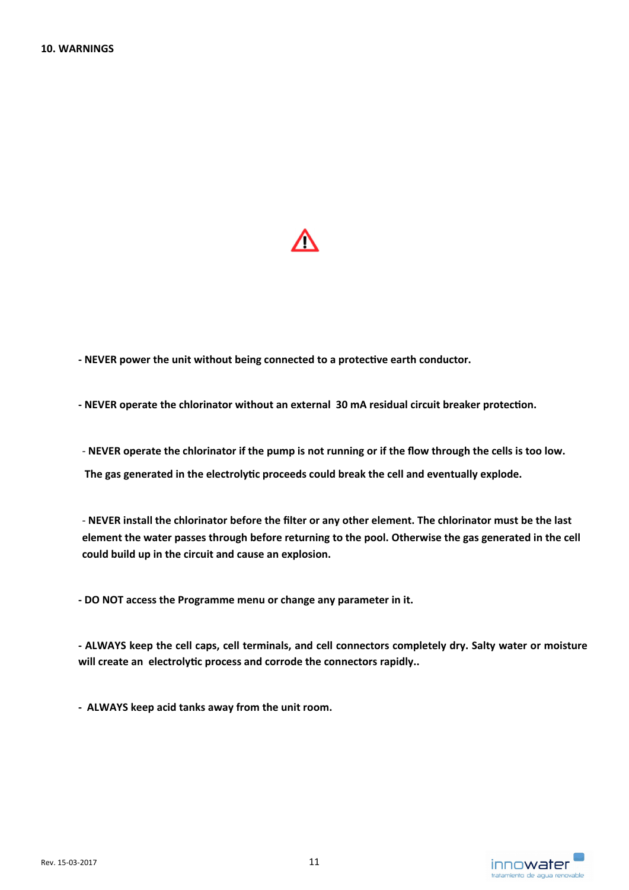## 10. WARNINGS

**- NEVER power the unit without being connected to a protective earth conductor.**

**- NEVER operate the chlorinator without an external 30 mA residual circuit breaker protection.**

- **NEVER operate the chlorinator if the pump is not running or if the flow through the cells is too low. The gas generated in the electrolytic proceeds could break the cell and eventually explode.**

- **NEVER install the chlorinator before the filter or any other element. The chlorinator must be the last element the water passes through before returning to the pool. Otherwise the gas generated in the cell could build up in the circuit and cause an explosion.**

**- DO NOT access the Programme menu or change any parameter in it.**

**- ALWAYS keep the cell caps, cell terminals, and cell connectors completely dry. Salty water or moisture will create an electrolytic process and corrode the connectors rapidly..**

**- ALWAYS keep acid tanks away from the unit room.**